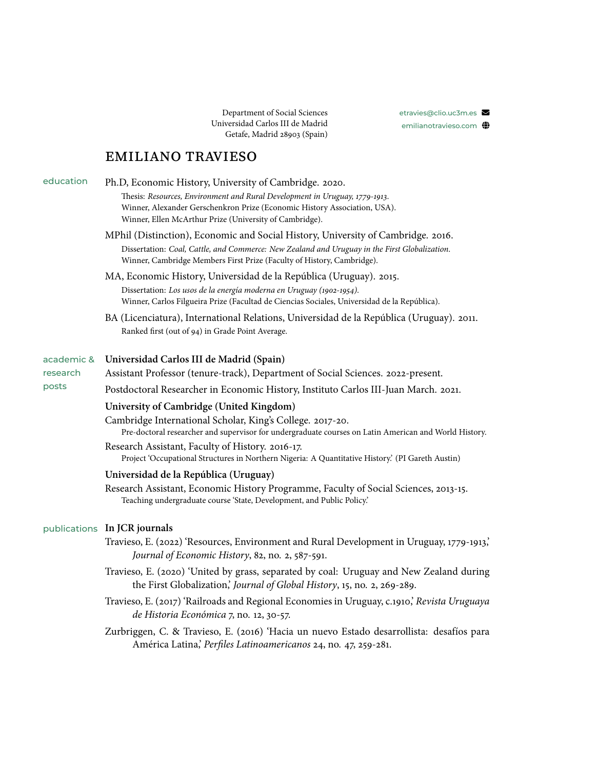Department of Social Sciences
Universidad Carlos III de Madrid
Getafe, Madrid 28903 (Spain)

etravies@clio.uc3m.es
emilianotravieso.com

# EMILIANO TRAVIESO

## education

Ph.D, Economic History, University of Cambridge. 2020.
- Thesis: *Resources, Environment and Rural Development in Uruguay, 1779-1913*.
- Winner, Alexander Gerschenkron Prize (Economic History Association, USA).
- Winner, Ellen McArthur Prize (University of Cambridge).

MPhil (Distinction), Economic and Social History, University of Cambridge. 2016.
- Dissertation: *Coal, Cattle, and Commerce: New Zealand and Uruguay in the First Globalization*.
- Winner, Cambridge Members First Prize (Faculty of History, Cambridge).

MA, Economic History, Universidad de la República (Uruguay). 2015.
- Dissertation: *Los usos de la energía moderna en Uruguay (1902-1954)*.
- Winner, Carlos Filgueira Prize (Facultad de Ciencias Sociales, Universidad de la República).

BA (Licenciatura), International Relations, Universidad de la República (Uruguay). 2011.
- Ranked first (out of 94) in Grade Point Average.

## academic & research posts

**Universidad Carlos III de Madrid (Spain)**

Assistant Professor (tenure-track), Department of Social Sciences. 2022-present.

Postdoctoral Researcher in Economic History, Instituto Carlos III-Juan March. 2021.

**University of Cambridge (United Kingdom)**

Cambridge International Scholar, King's College. 2017-20.
- Pre-doctoral researcher and supervisor for undergraduate courses on Latin American and World History.

Research Assistant, Faculty of History. 2016-17.
- Project 'Occupational Structures in Northern Nigeria: A Quantitative History.' (PI Gareth Austin)

**Universidad de la República (Uruguay)**

Research Assistant, Economic History Programme, Faculty of Social Sciences, 2013-15.
- Teaching undergraduate course 'State, Development, and Public Policy.'

## publications

**In JCR journals**

Travieso, E. (2022) 'Resources, Environment and Rural Development in Uruguay, 1779-1913,' *Journal of Economic History*, 82, no. 2, 587-591.

Travieso, E. (2020) 'United by grass, separated by coal: Uruguay and New Zealand during the First Globalization,' *Journal of Global History*, 15, no. 2, 269-289.

Travieso, E. (2017) 'Railroads and Regional Economies in Uruguay, c.1910,' *Revista Uruguaya de Historia Económica* 7, no. 12, 30-57.

Zurbriggen, C. & Travieso, E. (2016) 'Hacia un nuevo Estado desarrollista: desafíos para América Latina,' *Perfiles Latinoamericanos* 24, no. 47, 259-281.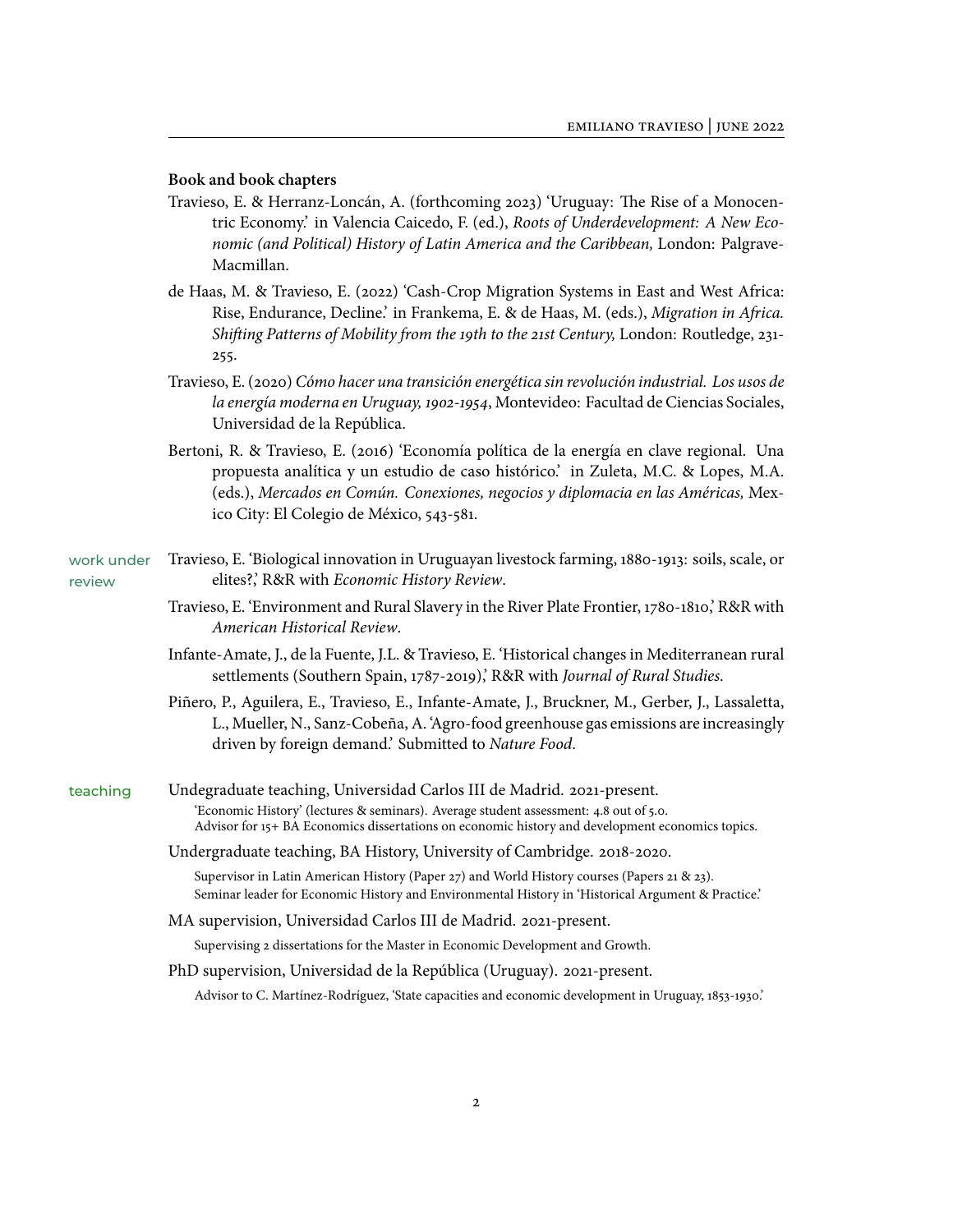### Book and book chapters

Travieso, E. & Herranz-Loncán, A. (forthcoming 2023) 'Uruguay: The Rise of a Monocentric Economy.' in Valencia Caicedo, F. (ed.), *Roots of Underdevelopment: A New Economic (and Political) History of Latin America and the Caribbean,* London: Palgrave-Macmillan.

de Haas, M. & Travieso, E. (2022) 'Cash-Crop Migration Systems in East and West Africa: Rise, Endurance, Decline.' in Frankema, E. & de Haas, M. (eds.), *Migration in Africa. Shifting Patterns of Mobility from the 19th to the 21st Century,* London: Routledge, 231-255.

Travieso, E. (2020) *Cómo hacer una transición energética sin revolución industrial. Los usos de la energía moderna en Uruguay, 1902-1954*, Montevideo: Facultad de Ciencias Sociales, Universidad de la República.

Bertoni, R. & Travieso, E. (2016) 'Economía política de la energía en clave regional. Una propuesta analítica y un estudio de caso histórico.' in Zuleta, M.C. & Lopes, M.A. (eds.), *Mercados en Común. Conexiones, negocios y diplomacia en las Américas,* Mexico City: El Colegio de México, 543-581.

### work under review

Travieso, E. 'Biological innovation in Uruguayan livestock farming, 1880-1913: soils, scale, or elites?,' R&R with *Economic History Review*.

Travieso, E. 'Environment and Rural Slavery in the River Plate Frontier, 1780-1810,' R&R with *American Historical Review*.

Infante-Amate, J., de la Fuente, J.L. & Travieso, E. 'Historical changes in Mediterranean rural settlements (Southern Spain, 1787-2019),' R&R with *Journal of Rural Studies*.

Piñero, P., Aguilera, E., Travieso, E., Infante-Amate, J., Bruckner, M., Gerber, J., Lassaletta, L., Mueller, N., Sanz-Cobeña, A. 'Agro-food greenhouse gas emissions are increasingly driven by foreign demand.' Submitted to *Nature Food*.

### teaching

Undegraduate teaching, Universidad Carlos III de Madrid. 2021-present.

'Economic History' (lectures & seminars). Average student assessment: 4.8 out of 5.0.
Advisor for 15+ BA Economics dissertations on economic history and development economics topics.

Undergraduate teaching, BA History, University of Cambridge. 2018-2020.

Supervisor in Latin American History (Paper 27) and World History courses (Papers 21 & 23).
Seminar leader for Economic History and Environmental History in 'Historical Argument & Practice.'

MA supervision, Universidad Carlos III de Madrid. 2021-present.

Supervising 2 dissertations for the Master in Economic Development and Growth.

PhD supervision, Universidad de la República (Uruguay). 2021-present.

Advisor to C. Martínez-Rodríguez, 'State capacities and economic development in Uruguay, 1853-1930.'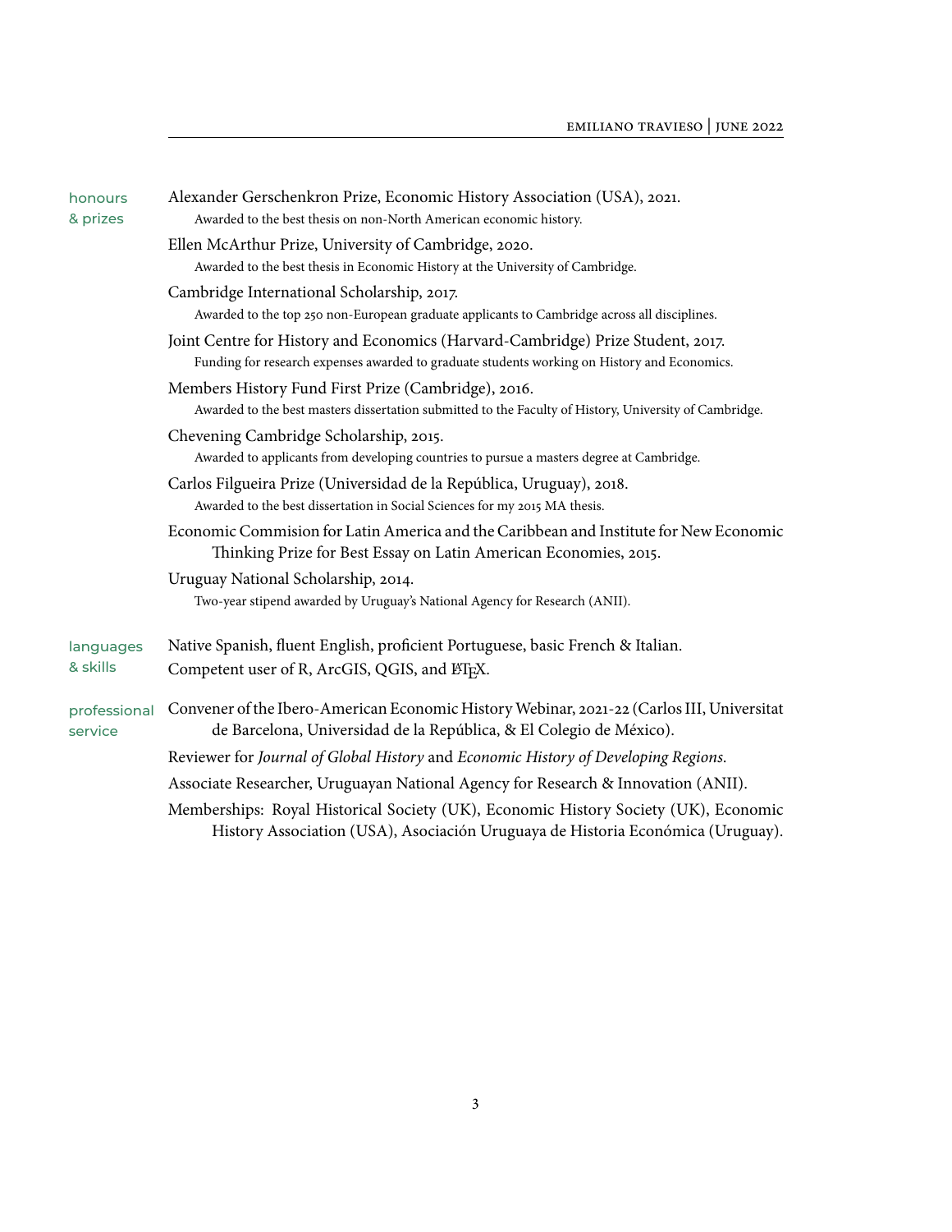## honours & prizes

Alexander Gerschenkron Prize, Economic History Association (USA), 2021.
Awarded to the best thesis on non-North American economic history.

Ellen McArthur Prize, University of Cambridge, 2020.
Awarded to the best thesis in Economic History at the University of Cambridge.

Cambridge International Scholarship, 2017.
Awarded to the top 250 non-European graduate applicants to Cambridge across all disciplines.

Joint Centre for History and Economics (Harvard-Cambridge) Prize Student, 2017.
Funding for research expenses awarded to graduate students working on History and Economics.

Members History Fund First Prize (Cambridge), 2016.
Awarded to the best masters dissertation submitted to the Faculty of History, University of Cambridge.

Chevening Cambridge Scholarship, 2015.
Awarded to applicants from developing countries to pursue a masters degree at Cambridge.

Carlos Filgueira Prize (Universidad de la República, Uruguay), 2018.
Awarded to the best dissertation in Social Sciences for my 2015 MA thesis.

Economic Commision for Latin America and the Caribbean and Institute for New Economic Thinking Prize for Best Essay on Latin American Economies, 2015.

Uruguay National Scholarship, 2014.
Two-year stipend awarded by Uruguay's National Agency for Research (ANII).

## languages & skills

Native Spanish, fluent English, proficient Portuguese, basic French & Italian.

Competent user of R, ArcGIS, QGIS, and LaTeX.

## professional service

Convener of the Ibero-American Economic History Webinar, 2021-22 (Carlos III, Universitat de Barcelona, Universidad de la República, & El Colegio de México).

Reviewer for *Journal of Global History* and *Economic History of Developing Regions*.

Associate Researcher, Uruguayan National Agency for Research & Innovation (ANII).

Memberships: Royal Historical Society (UK), Economic History Society (UK), Economic History Association (USA), Asociación Uruguaya de Historia Económica (Uruguay).